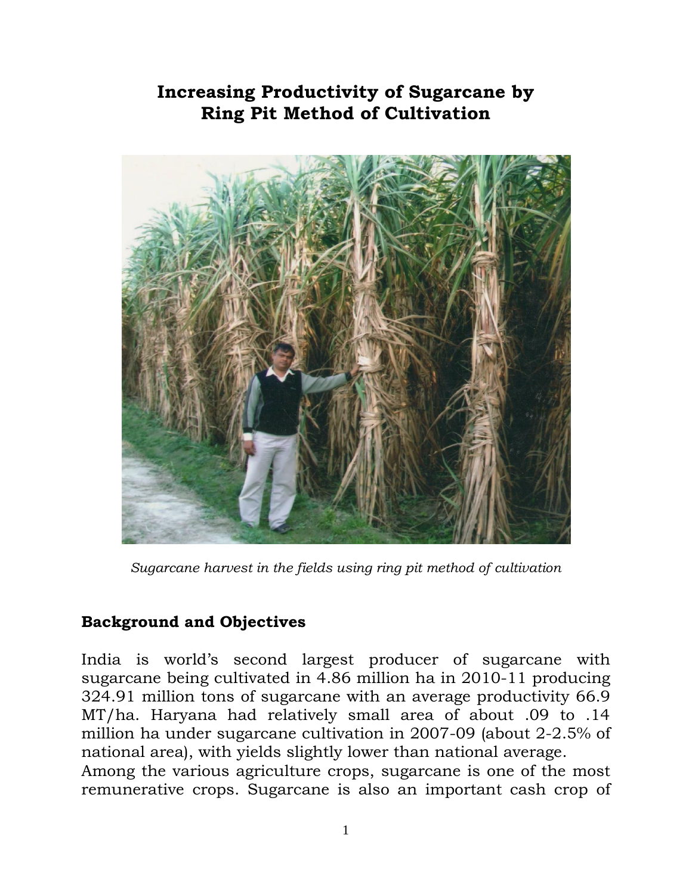# Increasing Productivity of Sugarcane by Ring Pit Method of Cultivation

*Sugarcane harvest in the fields using ring pit method of cultivation*

## Background and Objectives

India is world's second largest producer of sugarcane with sugarcane being cultivated in 4.86 million ha in 2010-11 producing 324.91 million tons of sugarcane with an average productivity 66.9 MT/ha. Haryana had relatively small area of about .09 to .14 million ha under sugarcane cultivation in 2007-09 (about 2-2.5% of national area), with yields slightly lower than national average.
Among the various agriculture crops, sugarcane is one of the most remunerative crops. Sugarcane is also an important cash crop of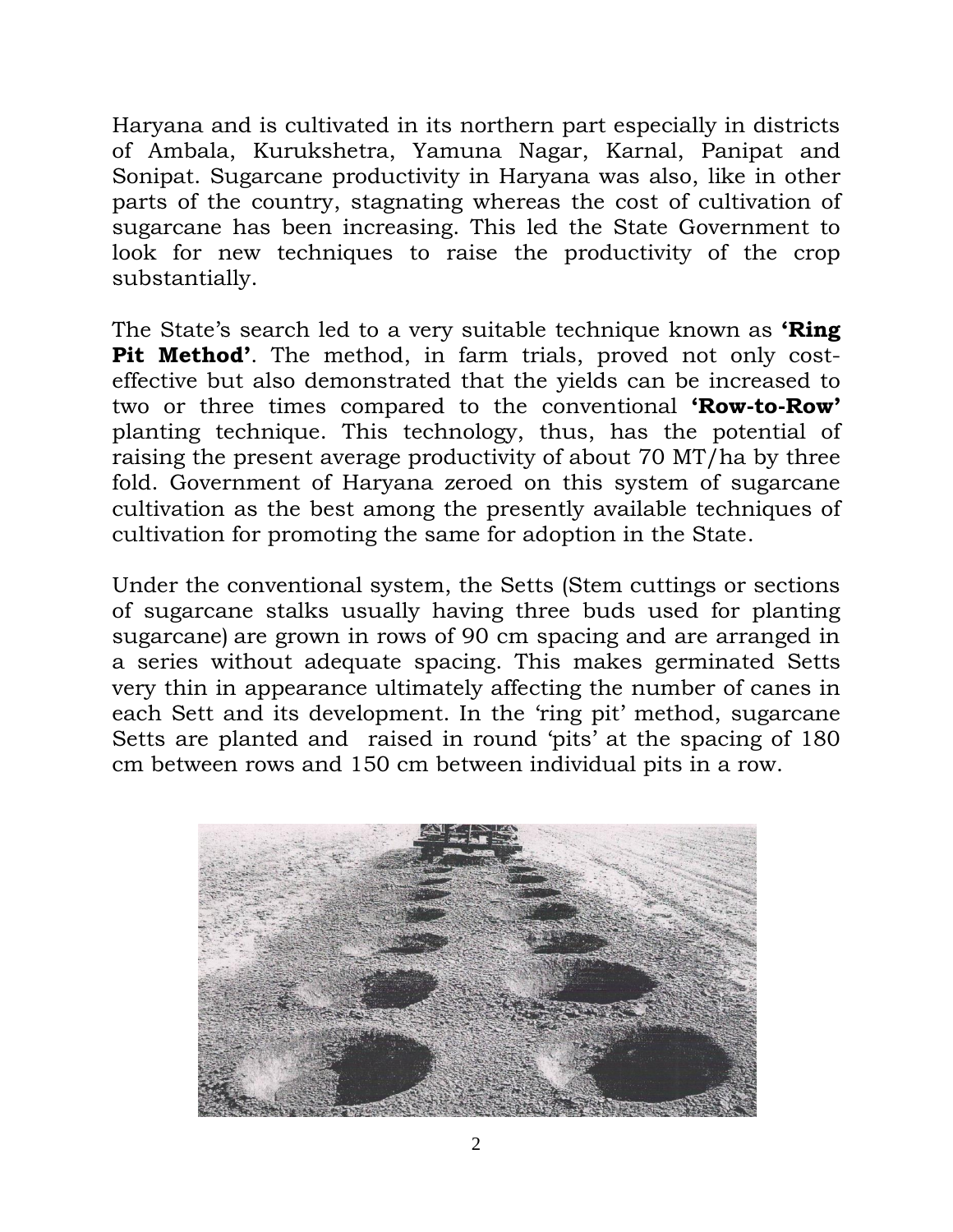Haryana and is cultivated in its northern part especially in districts of Ambala, Kurukshetra, Yamuna Nagar, Karnal, Panipat and Sonipat. Sugarcane productivity in Haryana was also, like in other parts of the country, stagnating whereas the cost of cultivation of sugarcane has been increasing. This led the State Government to look for new techniques to raise the productivity of the crop substantially.

The State's search led to a very suitable technique known as **'Ring Pit Method'**. The method, in farm trials, proved not only cost-effective but also demonstrated that the yields can be increased to two or three times compared to the conventional **'Row-to-Row'** planting technique. This technology, thus, has the potential of raising the present average productivity of about 70 MT/ha by three fold. Government of Haryana zeroed on this system of sugarcane cultivation as the best among the presently available techniques of cultivation for promoting the same for adoption in the State.

Under the conventional system, the Setts (Stem cuttings or sections of sugarcane stalks usually having three buds used for planting sugarcane) are grown in rows of 90 cm spacing and are arranged in a series without adequate spacing. This makes germinated Setts very thin in appearance ultimately affecting the number of canes in each Sett and its development. In the 'ring pit' method, sugarcane Setts are planted and raised in round 'pits' at the spacing of 180 cm between rows and 150 cm between individual pits in a row.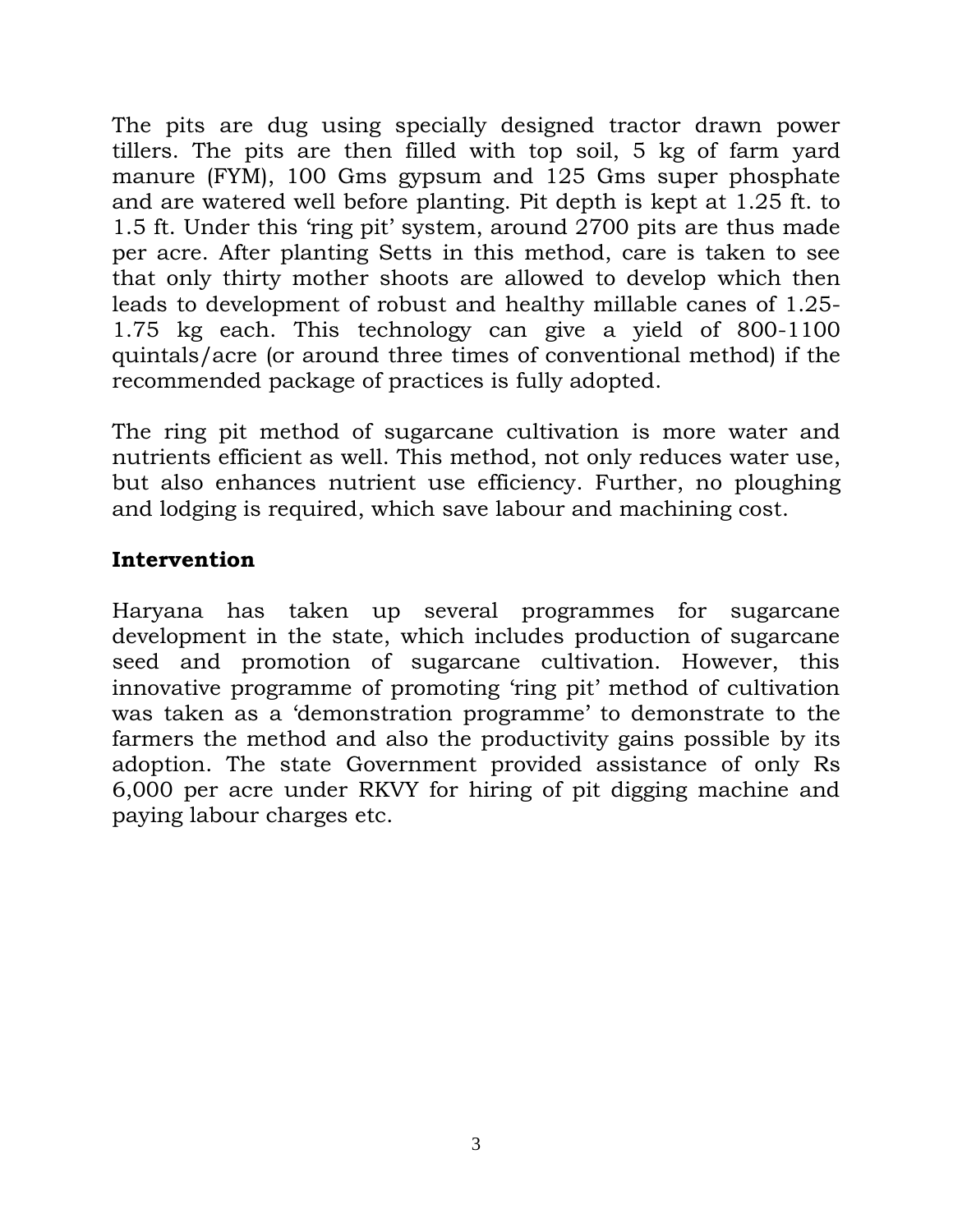The pits are dug using specially designed tractor drawn power tillers. The pits are then filled with top soil, 5 kg of farm yard manure (FYM), 100 Gms gypsum and 125 Gms super phosphate and are watered well before planting. Pit depth is kept at 1.25 ft. to 1.5 ft. Under this 'ring pit' system, around 2700 pits are thus made per acre. After planting Setts in this method, care is taken to see that only thirty mother shoots are allowed to develop which then leads to development of robust and healthy millable canes of 1.25-1.75 kg each. This technology can give a yield of 800-1100 quintals/acre (or around three times of conventional method) if the recommended package of practices is fully adopted.

The ring pit method of sugarcane cultivation is more water and nutrients efficient as well. This method, not only reduces water use, but also enhances nutrient use efficiency. Further, no ploughing and lodging is required, which save labour and machining cost.

**Intervention**

Haryana has taken up several programmes for sugarcane development in the state, which includes production of sugarcane seed and promotion of sugarcane cultivation. However, this innovative programme of promoting 'ring pit' method of cultivation was taken as a 'demonstration programme' to demonstrate to the farmers the method and also the productivity gains possible by its adoption. The state Government provided assistance of only Rs 6,000 per acre under RKVY for hiring of pit digging machine and paying labour charges etc.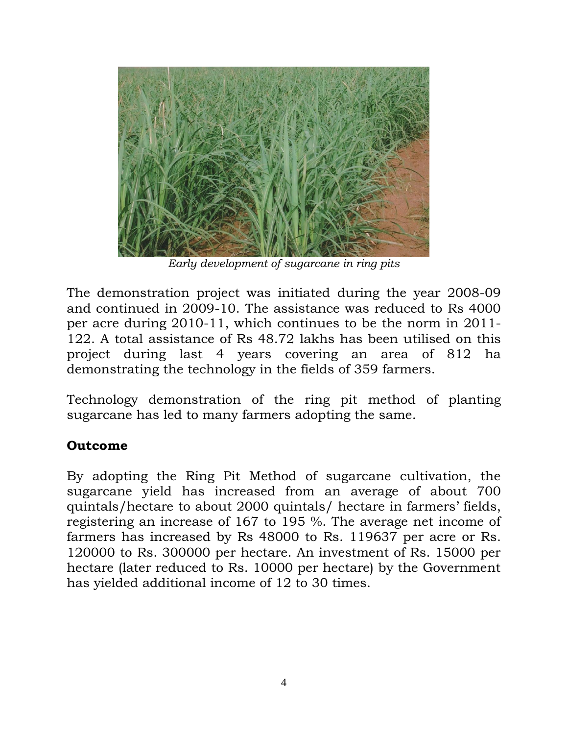*Early development of sugarcane in ring pits*

The demonstration project was initiated during the year 2008-09 and continued in 2009-10. The assistance was reduced to Rs 4000 per acre during 2010-11, which continues to be the norm in 2011-122. A total assistance of Rs 48.72 lakhs has been utilised on this project during last 4 years covering an area of 812 ha demonstrating the technology in the fields of 359 farmers.

Technology demonstration of the ring pit method of planting sugarcane has led to many farmers adopting the same.

## Outcome

By adopting the Ring Pit Method of sugarcane cultivation, the sugarcane yield has increased from an average of about 700 quintals/hectare to about 2000 quintals/ hectare in farmers' fields, registering an increase of 167 to 195 %. The average net income of farmers has increased by Rs 48000 to Rs. 119637 per acre or Rs. 120000 to Rs. 300000 per hectare. An investment of Rs. 15000 per hectare (later reduced to Rs. 10000 per hectare) by the Government has yielded additional income of 12 to 30 times.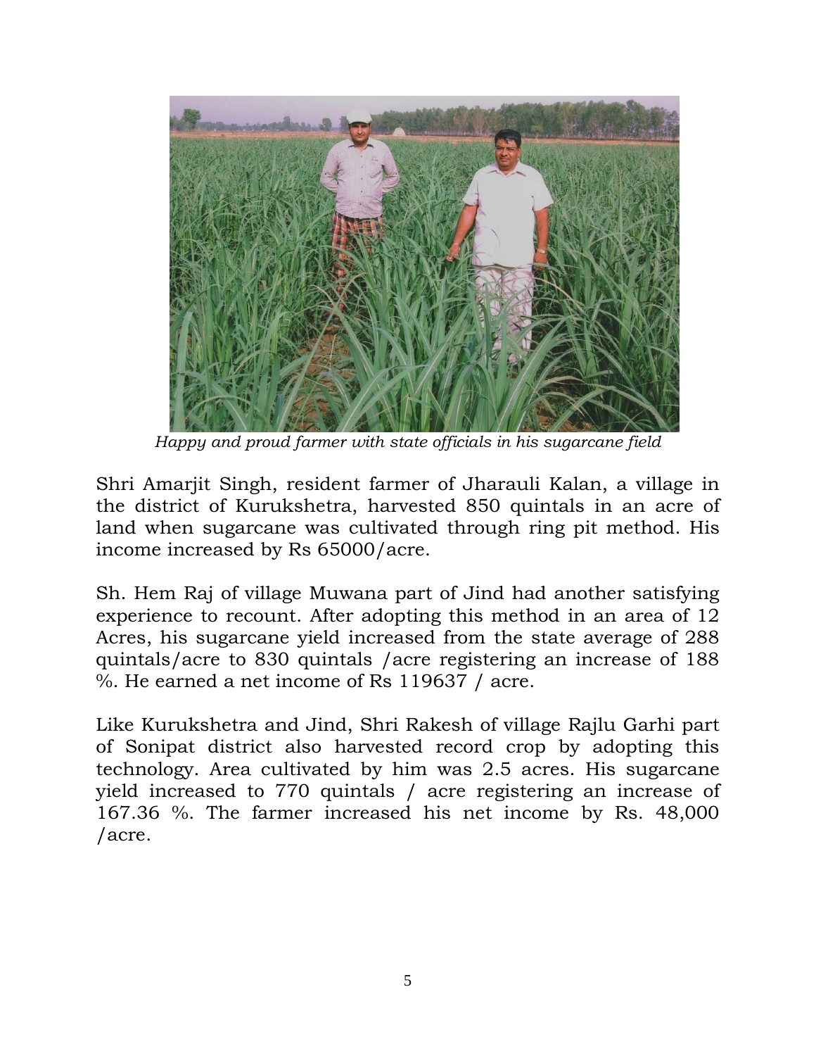*Happy and proud farmer with state officials in his sugarcane field*

Shri Amarjit Singh, resident farmer of Jharauli Kalan, a village in the district of Kurukshetra, harvested 850 quintals in an acre of land when sugarcane was cultivated through ring pit method. His income increased by Rs 65000/acre.

Sh. Hem Raj of village Muwana part of Jind had another satisfying experience to recount. After adopting this method in an area of 12 Acres, his sugarcane yield increased from the state average of 288 quintals/acre to 830 quintals /acre registering an increase of 188 %. He earned a net income of Rs 119637 / acre.

Like Kurukshetra and Jind, Shri Rakesh of village Rajlu Garhi part of Sonipat district also harvested record crop by adopting this technology. Area cultivated by him was 2.5 acres. His sugarcane yield increased to 770 quintals / acre registering an increase of 167.36 %. The farmer increased his net income by Rs. 48,000 /acre.